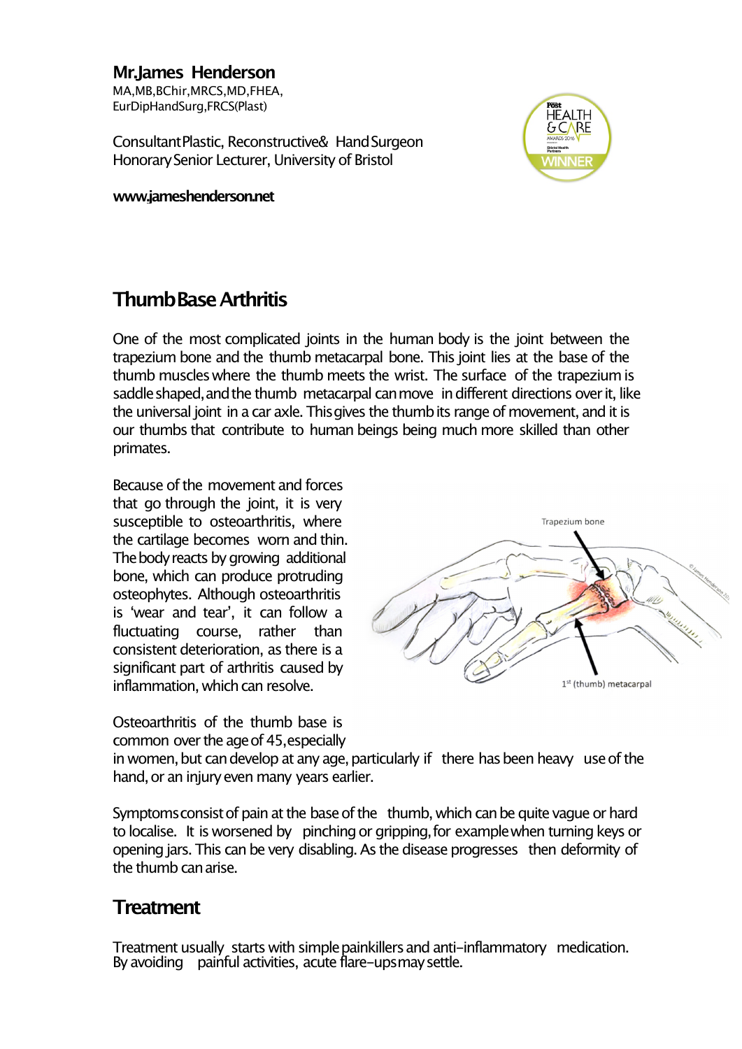**Mr.James Henderson**
MA,MB,BChir,MRCS,MD,FHEA,
EurDipHandSurg,FRCS(Plast)

Consultant Plastic, Reconstructive & Hand Surgeon
Honorary Senior Lecturer, University of Bristol

**www.jameshenderson.net**

# Thumb Base Arthritis

One of the most complicated joints in the human body is the joint between the trapezium bone and the thumb metacarpal bone. This joint lies at the base of the thumb muscles where the thumb meets the wrist. The surface of the trapezium is saddle shaped, and the thumb metacarpal can move in different directions over it, like the universal joint in a car axle. This gives the thumb its range of movement, and it is our thumbs that contribute to human beings being much more skilled than other primates.

Because of the movement and forces that go through the joint, it is very susceptible to osteoarthritis, where the cartilage becomes worn and thin. The body reacts by growing additional bone, which can produce protruding osteophytes. Although osteoarthritis is 'wear and tear', it can follow a fluctuating course, rather than consistent deterioration, as there is a significant part of arthritis caused by inflammation, which can resolve.

Osteoarthritis of the thumb base is common over the age of 45, especially in women, but can develop at any age, particularly if there has been heavy use of the hand, or an injury even many years earlier.

Symptoms consist of pain at the base of the thumb, which can be quite vague or hard to localise. It is worsened by pinching or gripping, for example when turning keys or opening jars. This can be very disabling. As the disease progresses then deformity of the thumb can arise.

## Treatment

Treatment usually starts with simple painkillers and anti-inflammatory medication. By avoiding painful activities, acute flare-ups may settle.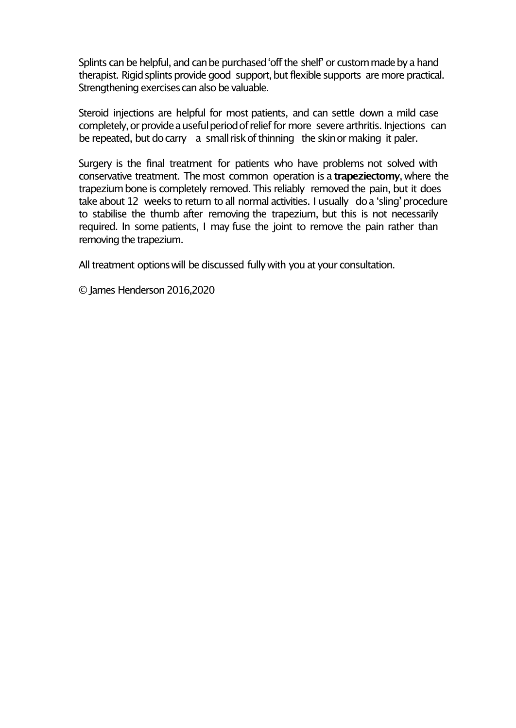Splints can be helpful, and can be purchased 'off the shelf' or custom made by a hand therapist. Rigid splints provide good support, but flexible supports are more practical. Strengthening exercises can also be valuable.

Steroid injections are helpful for most patients, and can settle down a mild case completely, or provide a useful period of relief for more severe arthritis. Injections can be repeated, but do carry a small risk of thinning the skin or making it paler.

Surgery is the final treatment for patients who have problems not solved with conservative treatment. The most common operation is a **trapeziectomy**, where the trapezium bone is completely removed. This reliably removed the pain, but it does take about 12 weeks to return to all normal activities. I usually do a 'sling' procedure to stabilise the thumb after removing the trapezium, but this is not necessarily required. In some patients, I may fuse the joint to remove the pain rather than removing the trapezium.

All treatment options will be discussed fully with you at your consultation.

© James Henderson 2016,2020